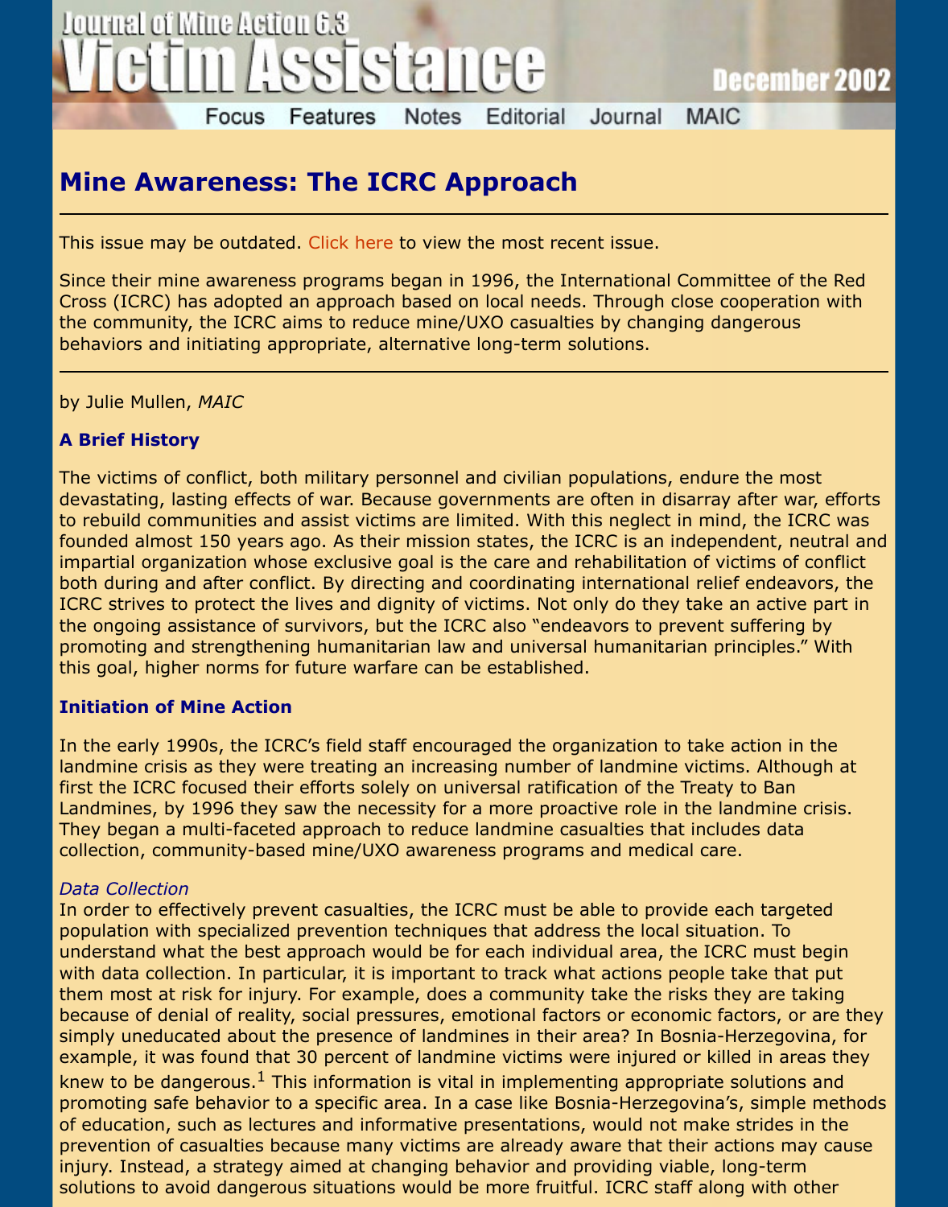# Mine Awareness: The ICRC Approach

This issue may be outdated. Click here to view the most recent issue.

Since their mine awareness programs began in 1996, the International Committee of the Red Cross (ICRC) has adopted an approach based on local needs. Through close cooperation with the community, the ICRC aims to reduce mine/UXO casualties by changing dangerous behaviors and initiating appropriate, alternative long-term solutions.

---

by Julie Mullen, *MAIC*

### A Brief History

The victims of conflict, both military personnel and civilian populations, endure the most devastating, lasting effects of war. Because governments are often in disarray after war, efforts to rebuild communities and assist victims are limited. With this neglect in mind, the ICRC was founded almost 150 years ago. As their mission states, the ICRC is an independent, neutral and impartial organization whose exclusive goal is the care and rehabilitation of victims of conflict both during and after conflict. By directing and coordinating international relief endeavors, the ICRC strives to protect the lives and dignity of victims. Not only do they take an active part in the ongoing assistance of survivors, but the ICRC also "endeavors to prevent suffering by promoting and strengthening humanitarian law and universal humanitarian principles." With this goal, higher norms for future warfare can be established.

### Initiation of Mine Action

In the early 1990s, the ICRC's field staff encouraged the organization to take action in the landmine crisis as they were treating an increasing number of landmine victims. Although at first the ICRC focused their efforts solely on universal ratification of the Treaty to Ban Landmines, by 1996 they saw the necessity for a more proactive role in the landmine crisis. They began a multi-faceted approach to reduce landmine casualties that includes data collection, community-based mine/UXO awareness programs and medical care.

*Data Collection*

In order to effectively prevent casualties, the ICRC must be able to provide each targeted population with specialized prevention techniques that address the local situation. To understand what the best approach would be for each individual area, the ICRC must begin with data collection. In particular, it is important to track what actions people take that put them most at risk for injury. For example, does a community take the risks they are taking because of denial of reality, social pressures, emotional factors or economic factors, or are they simply uneducated about the presence of landmines in their area? In Bosnia-Herzegovina, for example, it was found that 30 percent of landmine victims were injured or killed in areas they knew to be dangerous.[1] This information is vital in implementing appropriate solutions and promoting safe behavior to a specific area. In a case like Bosnia-Herzegovina's, simple methods of education, such as lectures and informative presentations, would not make strides in the prevention of casualties because many victims are already aware that their actions may cause injury. Instead, a strategy aimed at changing behavior and providing viable, long-term solutions to avoid dangerous situations would be more fruitful. ICRC staff along with other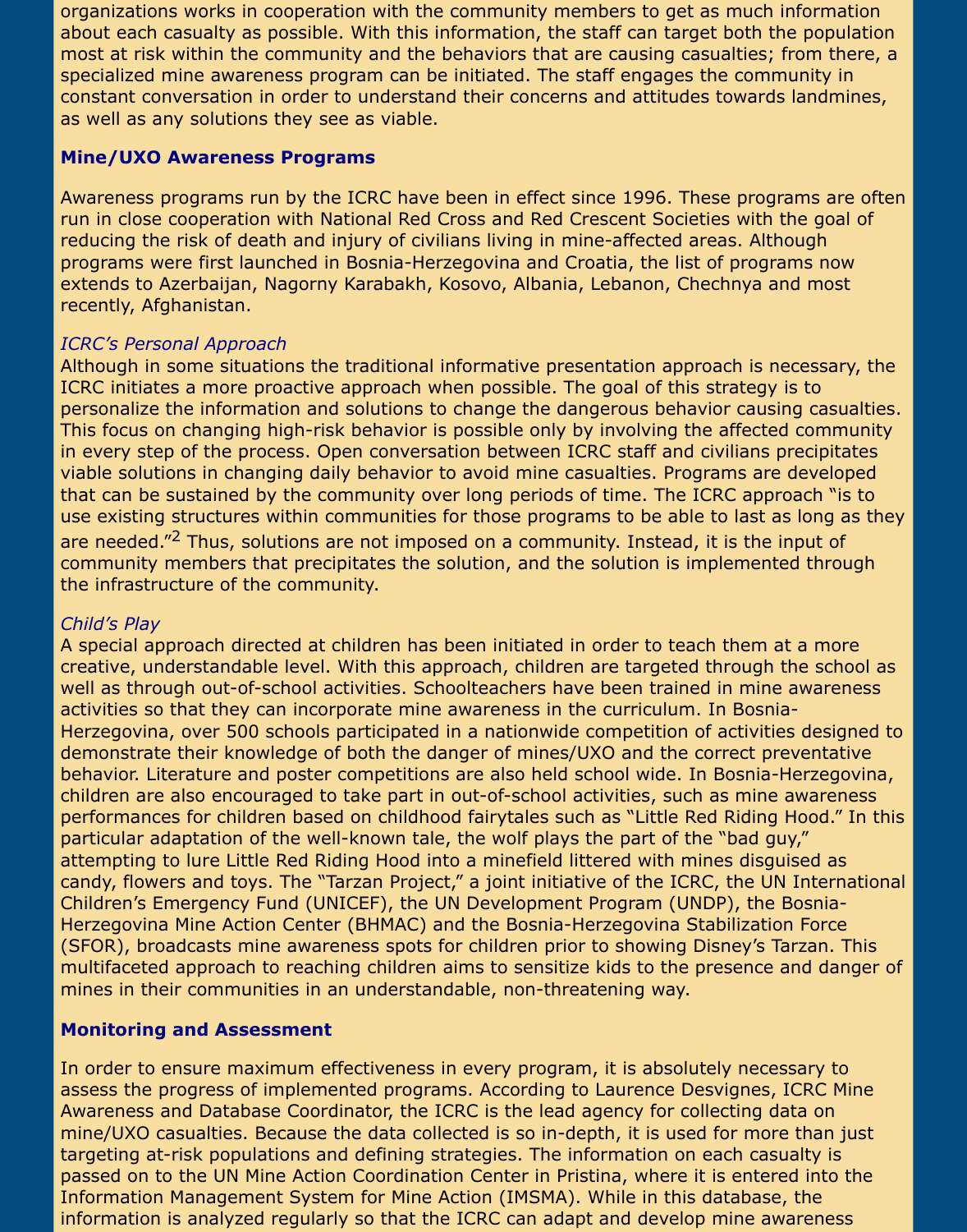organizations works in cooperation with the community members to get as much information about each casualty as possible. With this information, the staff can target both the population most at risk within the community and the behaviors that are causing casualties; from there, a specialized mine awareness program can be initiated. The staff engages the community in constant conversation in order to understand their concerns and attitudes towards landmines, as well as any solutions they see as viable.

## Mine/UXO Awareness Programs

Awareness programs run by the ICRC have been in effect since 1996. These programs are often run in close cooperation with National Red Cross and Red Crescent Societies with the goal of reducing the risk of death and injury of civilians living in mine-affected areas. Although programs were first launched in Bosnia-Herzegovina and Croatia, the list of programs now extends to Azerbaijan, Nagorny Karabakh, Kosovo, Albania, Lebanon, Chechnya and most recently, Afghanistan.

### *ICRC's Personal Approach*

Although in some situations the traditional informative presentation approach is necessary, the ICRC initiates a more proactive approach when possible. The goal of this strategy is to personalize the information and solutions to change the dangerous behavior causing casualties. This focus on changing high-risk behavior is possible only by involving the affected community in every step of the process. Open conversation between ICRC staff and civilians precipitates viable solutions in changing daily behavior to avoid mine casualties. Programs are developed that can be sustained by the community over long periods of time. The ICRC approach "is to use existing structures within communities for those programs to be able to last as long as they are needed."[2] Thus, solutions are not imposed on a community. Instead, it is the input of community members that precipitates the solution, and the solution is implemented through the infrastructure of the community.

### *Child's Play*

A special approach directed at children has been initiated in order to teach them at a more creative, understandable level. With this approach, children are targeted through the school as well as through out-of-school activities. Schoolteachers have been trained in mine awareness activities so that they can incorporate mine awareness in the curriculum. In Bosnia-Herzegovina, over 500 schools participated in a nationwide competition of activities designed to demonstrate their knowledge of both the danger of mines/UXO and the correct preventative behavior. Literature and poster competitions are also held school wide. In Bosnia-Herzegovina, children are also encouraged to take part in out-of-school activities, such as mine awareness performances for children based on childhood fairytales such as "Little Red Riding Hood." In this particular adaptation of the well-known tale, the wolf plays the part of the "bad guy," attempting to lure Little Red Riding Hood into a minefield littered with mines disguised as candy, flowers and toys. The "Tarzan Project," a joint initiative of the ICRC, the UN International Children's Emergency Fund (UNICEF), the UN Development Program (UNDP), the Bosnia-Herzegovina Mine Action Center (BHMAC) and the Bosnia-Herzegovina Stabilization Force (SFOR), broadcasts mine awareness spots for children prior to showing Disney's Tarzan. This multifaceted approach to reaching children aims to sensitize kids to the presence and danger of mines in their communities in an understandable, non-threatening way.

## Monitoring and Assessment

In order to ensure maximum effectiveness in every program, it is absolutely necessary to assess the progress of implemented programs. According to Laurence Desvignes, ICRC Mine Awareness and Database Coordinator, the ICRC is the lead agency for collecting data on mine/UXO casualties. Because the data collected is so in-depth, it is used for more than just targeting at-risk populations and defining strategies. The information on each casualty is passed on to the UN Mine Action Coordination Center in Pristina, where it is entered into the Information Management System for Mine Action (IMSMA). While in this database, the information is analyzed regularly so that the ICRC can adapt and develop mine awareness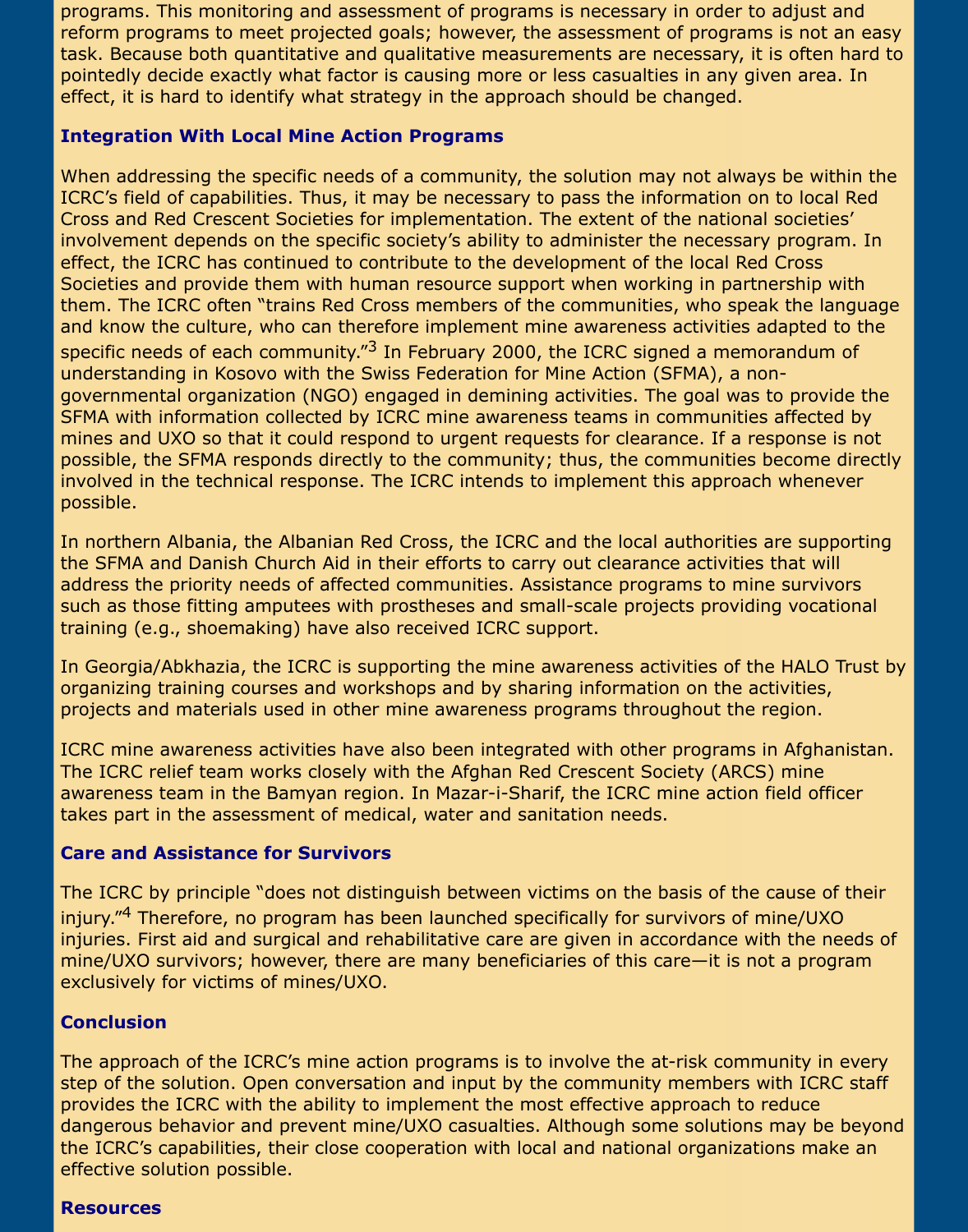programs. This monitoring and assessment of programs is necessary in order to adjust and reform programs to meet projected goals; however, the assessment of programs is not an easy task. Because both quantitative and qualitative measurements are necessary, it is often hard to pointedly decide exactly what factor is causing more or less casualties in any given area. In effect, it is hard to identify what strategy in the approach should be changed.

### Integration With Local Mine Action Programs

When addressing the specific needs of a community, the solution may not always be within the ICRC's field of capabilities. Thus, it may be necessary to pass the information on to local Red Cross and Red Crescent Societies for implementation. The extent of the national societies' involvement depends on the specific society's ability to administer the necessary program. In effect, the ICRC has continued to contribute to the development of the local Red Cross Societies and provide them with human resource support when working in partnership with them. The ICRC often "trains Red Cross members of the communities, who speak the language and know the culture, who can therefore implement mine awareness activities adapted to the specific needs of each community."[3] In February 2000, the ICRC signed a memorandum of understanding in Kosovo with the Swiss Federation for Mine Action (SFMA), a non-governmental organization (NGO) engaged in demining activities. The goal was to provide the SFMA with information collected by ICRC mine awareness teams in communities affected by mines and UXO so that it could respond to urgent requests for clearance. If a response is not possible, the SFMA responds directly to the community; thus, the communities become directly involved in the technical response. The ICRC intends to implement this approach whenever possible.

In northern Albania, the Albanian Red Cross, the ICRC and the local authorities are supporting the SFMA and Danish Church Aid in their efforts to carry out clearance activities that will address the priority needs of affected communities. Assistance programs to mine survivors such as those fitting amputees with prostheses and small-scale projects providing vocational training (e.g., shoemaking) have also received ICRC support.

In Georgia/Abkhazia, the ICRC is supporting the mine awareness activities of the HALO Trust by organizing training courses and workshops and by sharing information on the activities, projects and materials used in other mine awareness programs throughout the region.

ICRC mine awareness activities have also been integrated with other programs in Afghanistan. The ICRC relief team works closely with the Afghan Red Crescent Society (ARCS) mine awareness team in the Bamyan region. In Mazar-i-Sharif, the ICRC mine action field officer takes part in the assessment of medical, water and sanitation needs.

### Care and Assistance for Survivors

The ICRC by principle "does not distinguish between victims on the basis of the cause of their injury."[4] Therefore, no program has been launched specifically for survivors of mine/UXO injuries. First aid and surgical and rehabilitative care are given in accordance with the needs of mine/UXO survivors; however, there are many beneficiaries of this care—it is not a program exclusively for victims of mines/UXO.

### Conclusion

The approach of the ICRC's mine action programs is to involve the at-risk community in every step of the solution. Open conversation and input by the community members with ICRC staff provides the ICRC with the ability to implement the most effective approach to reduce dangerous behavior and prevent mine/UXO casualties. Although some solutions may be beyond the ICRC's capabilities, their close cooperation with local and national organizations make an effective solution possible.

### Resources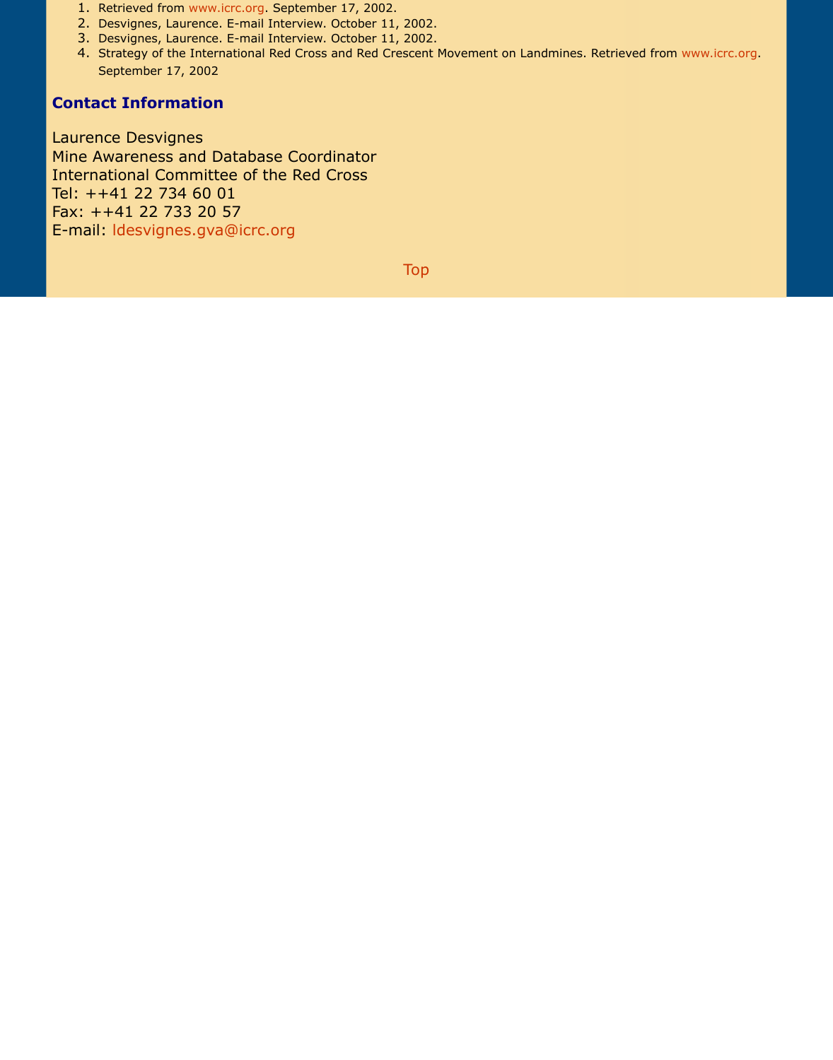1. Retrieved from www.icrc.org. September 17, 2002.
2. Desvignes, Laurence. E-mail Interview. October 11, 2002.
3. Desvignes, Laurence. E-mail Interview. October 11, 2002.
4. Strategy of the International Red Cross and Red Crescent Movement on Landmines. Retrieved from www.icrc.org. September 17, 2002

## Contact Information

Laurence Desvignes
Mine Awareness and Database Coordinator
International Committee of the Red Cross
Tel: ++41 22 734 60 01
Fax: ++41 22 733 20 57
E-mail: ldesvignes.gva@icrc.org

Top